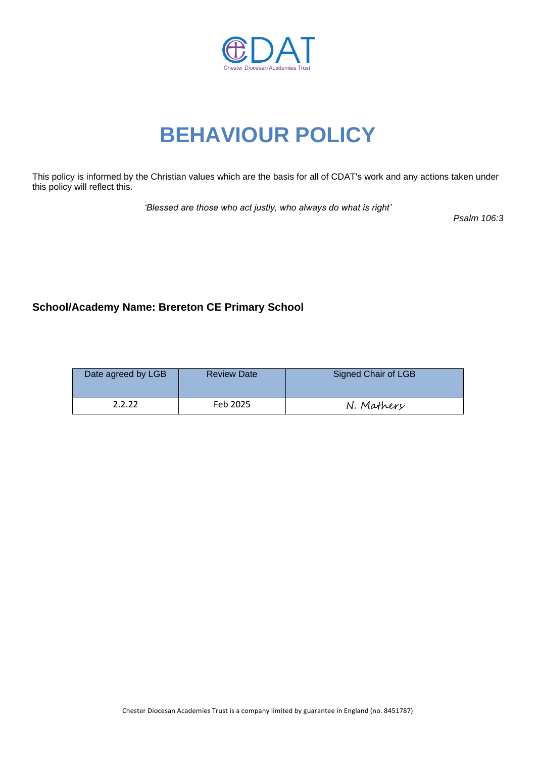CDAT

Chester Diocesan Academies Trust

# BEHAVIOUR POLICY

This policy is informed by the Christian values which are the basis for all of CDAT's work and any actions taken under this policy will reflect this.

*'Blessed are those who act justly, who always do what is right'*

*Psalm 106:3*

### School/Academy Name: Brereton CE Primary School

| Date agreed by LGB | Review Date | Signed Chair of LGB |
| --- | --- | --- |
| 2.2.22 | Feb 2025 | N. Mathers |

Chester Diocesan Academies Trust is a company limited by guarantee in England (no. 8451787)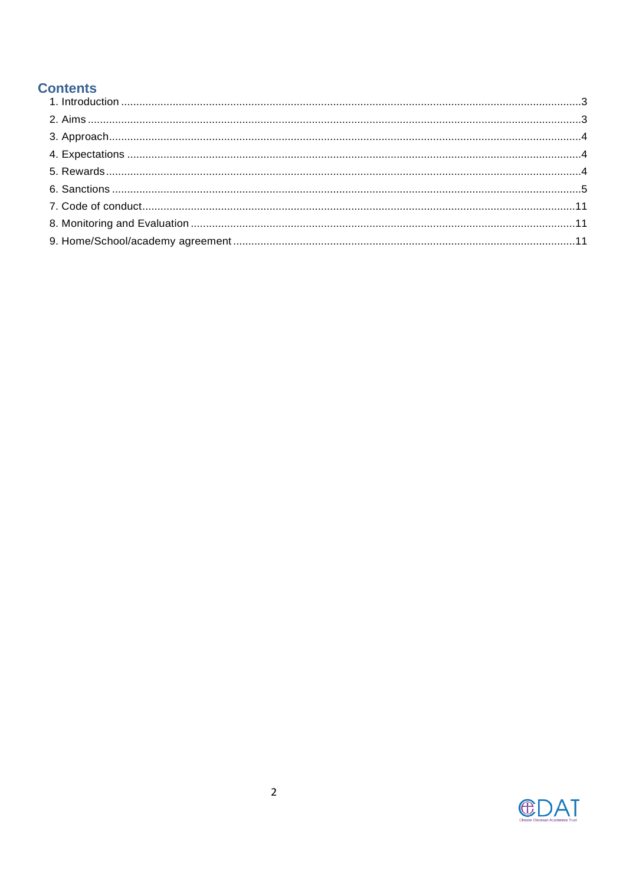## Contents

1. Introduction ........................................................................................................................ 3
2. Aims ...................................................................................................................................... 3
3. Approach ............................................................................................................................... 4
4. Expectations ......................................................................................................................... 4
5. Rewards ................................................................................................................................ 4
6. Sanctions .............................................................................................................................. 5
7. Code of conduct ................................................................................................................. 11
8. Monitoring and Evaluation ................................................................................................ 11
9. Home/School/academy agreement .................................................................................. 11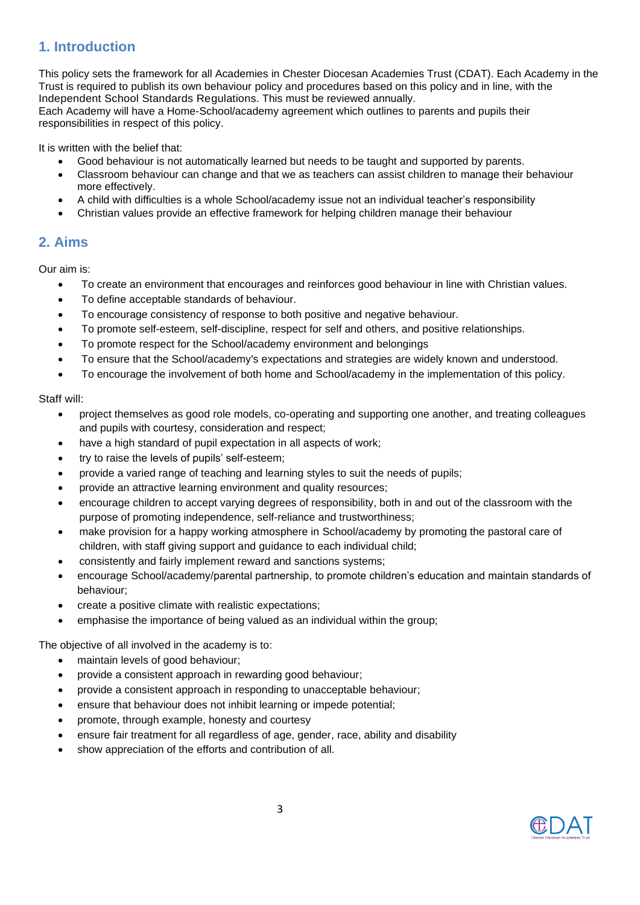## 1. Introduction

This policy sets the framework for all Academies in Chester Diocesan Academies Trust (CDAT). Each Academy in the Trust is required to publish its own behaviour policy and procedures based on this policy and in line, with the Independent School Standards Regulations. This must be reviewed annually.
Each Academy will have a Home-School/academy agreement which outlines to parents and pupils their responsibilities in respect of this policy.

It is written with the belief that:

- Good behaviour is not automatically learned but needs to be taught and supported by parents.
- Classroom behaviour can change and that we as teachers can assist children to manage their behaviour more effectively.
- A child with difficulties is a whole School/academy issue not an individual teacher's responsibility
- Christian values provide an effective framework for helping children manage their behaviour

## 2. Aims

Our aim is:

- To create an environment that encourages and reinforces good behaviour in line with Christian values.
- To define acceptable standards of behaviour.
- To encourage consistency of response to both positive and negative behaviour.
- To promote self-esteem, self-discipline, respect for self and others, and positive relationships.
- To promote respect for the School/academy environment and belongings
- To ensure that the School/academy's expectations and strategies are widely known and understood.
- To encourage the involvement of both home and School/academy in the implementation of this policy.

Staff will:

- project themselves as good role models, co-operating and supporting one another, and treating colleagues and pupils with courtesy, consideration and respect;
- have a high standard of pupil expectation in all aspects of work;
- try to raise the levels of pupils' self-esteem;
- provide a varied range of teaching and learning styles to suit the needs of pupils;
- provide an attractive learning environment and quality resources;
- encourage children to accept varying degrees of responsibility, both in and out of the classroom with the purpose of promoting independence, self-reliance and trustworthiness;
- make provision for a happy working atmosphere in School/academy by promoting the pastoral care of children, with staff giving support and guidance to each individual child;
- consistently and fairly implement reward and sanctions systems;
- encourage School/academy/parental partnership, to promote children's education and maintain standards of behaviour;
- create a positive climate with realistic expectations;
- emphasise the importance of being valued as an individual within the group;

The objective of all involved in the academy is to:

- maintain levels of good behaviour;
- provide a consistent approach in rewarding good behaviour;
- provide a consistent approach in responding to unacceptable behaviour;
- ensure that behaviour does not inhibit learning or impede potential;
- promote, through example, honesty and courtesy
- ensure fair treatment for all regardless of age, gender, race, ability and disability
- show appreciation of the efforts and contribution of all.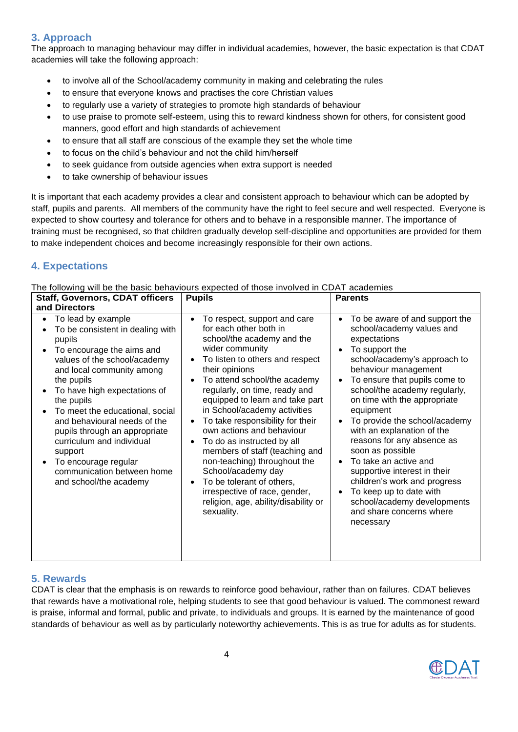## 3. Approach

The approach to managing behaviour may differ in individual academies, however, the basic expectation is that CDAT academies will take the following approach:

- to involve all of the School/academy community in making and celebrating the rules
- to ensure that everyone knows and practises the core Christian values
- to regularly use a variety of strategies to promote high standards of behaviour
- to use praise to promote self-esteem, using this to reward kindness shown for others, for consistent good manners, good effort and high standards of achievement
- to ensure that all staff are conscious of the example they set the whole time
- to focus on the child's behaviour and not the child him/herself
- to seek guidance from outside agencies when extra support is needed
- to take ownership of behaviour issues

It is important that each academy provides a clear and consistent approach to behaviour which can be adopted by staff, pupils and parents. All members of the community have the right to feel secure and well respected. Everyone is expected to show courtesy and tolerance for others and to behave in a responsible manner. The importance of training must be recognised, so that children gradually develop self-discipline and opportunities are provided for them to make independent choices and become increasingly responsible for their own actions.

## 4. Expectations

The following will be the basic behaviours expected of those involved in CDAT academies

| Staff, Governors, CDAT officers and Directors | Pupils | Parents |
|---|---|---|
| • To lead by example<br>• To be consistent in dealing with pupils<br>• To encourage the aims and values of the school/academy and local community among the pupils<br>• To have high expectations of the pupils<br>• To meet the educational, social and behavioural needs of the pupils through an appropriate curriculum and individual support<br>• To encourage regular communication between home and school/the academy | • To respect, support and care for each other both in school/the academy and the wider community<br>• To listen to others and respect their opinions<br>• To attend school/the academy regularly, on time, ready and equipped to learn and take part in School/academy activities<br>• To take responsibility for their own actions and behaviour<br>• To do as instructed by all members of staff (teaching and non-teaching) throughout the School/academy day<br>• To be tolerant of others, irrespective of race, gender, religion, age, ability/disability or sexuality. | • To be aware of and support the school/academy values and expectations<br>• To support the school/academy's approach to behaviour management<br>• To ensure that pupils come to school/the academy regularly, on time with the appropriate equipment<br>• To provide the school/academy with an explanation of the reasons for any absence as soon as possible<br>• To take an active and supportive interest in their children's work and progress<br>• To keep up to date with school/academy developments and share concerns where necessary |

## 5. Rewards

CDAT is clear that the emphasis is on rewards to reinforce good behaviour, rather than on failures. CDAT believes that rewards have a motivational role, helping students to see that good behaviour is valued. The commonest reward is praise, informal and formal, public and private, to individuals and groups. It is earned by the maintenance of good standards of behaviour as well as by particularly noteworthy achievements. This is as true for adults as for students.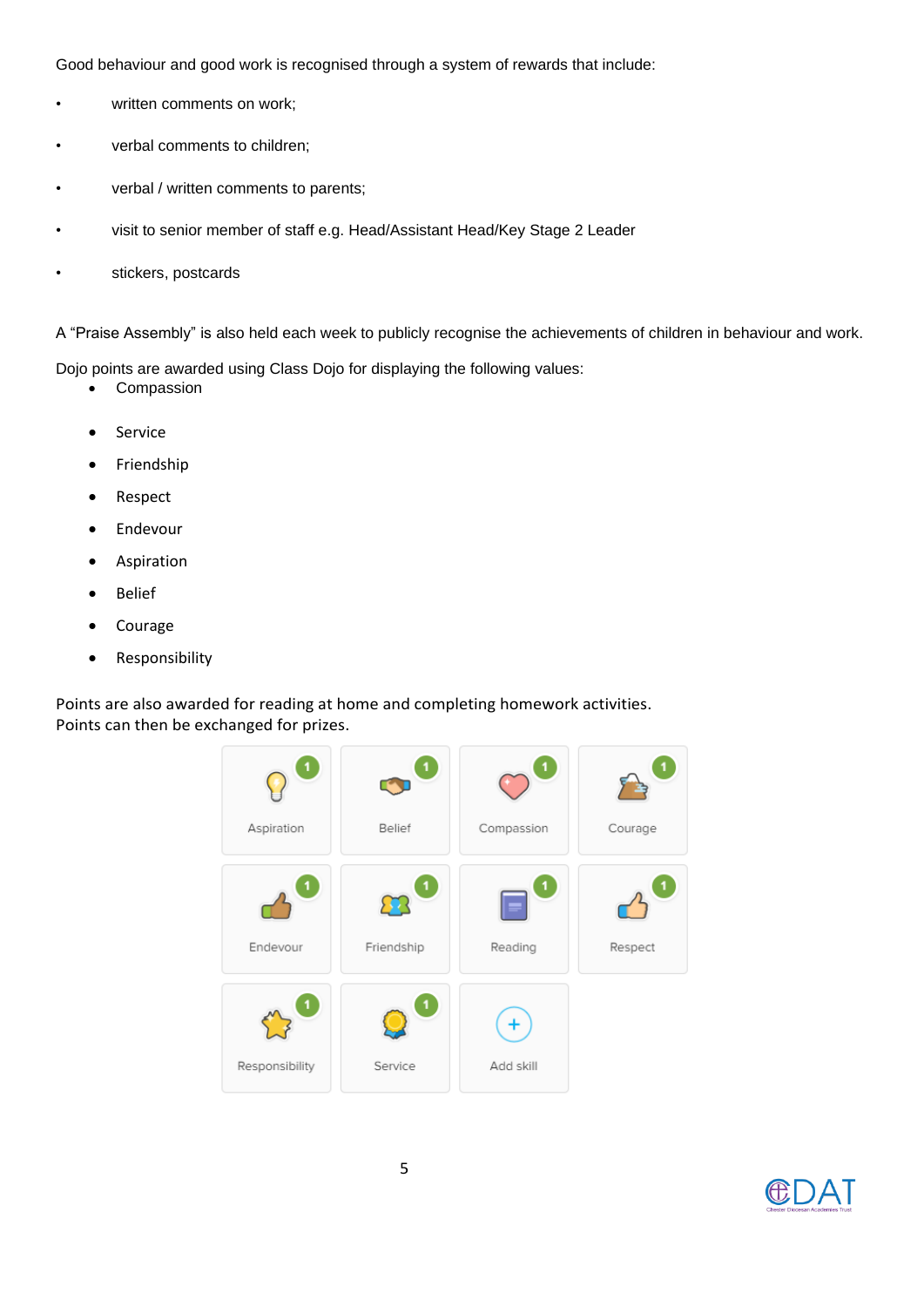Good behaviour and good work is recognised through a system of rewards that include:

- written comments on work;
- verbal comments to children;
- verbal / written comments to parents;
- visit to senior member of staff e.g. Head/Assistant Head/Key Stage 2 Leader
- stickers, postcards

A "Praise Assembly" is also held each week to publicly recognise the achievements of children in behaviour and work.

Dojo points are awarded using Class Dojo for displaying the following values:

- Compassion
- Service
- Friendship
- Respect
- Endeavour
- Aspiration
- Belief
- Courage
- Responsibility

Points are also awarded for reading at home and completing homework activities.
Points can then be exchanged for prizes.

| | | | |
|---|---|---|---|
| Aspiration (1) | Belief (1) | Compassion (1) | Courage (1) |
| Endeavour (1) | Friendship (1) | Reading (1) | Respect (1) |
| Responsibility (1) | Service (1) | Add skill | |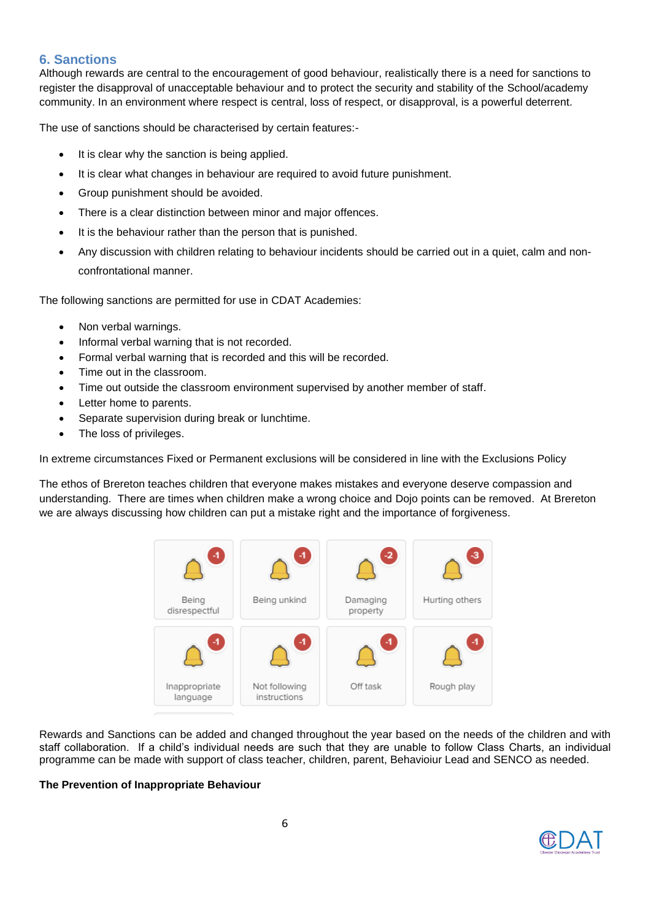## 6. Sanctions

Although rewards are central to the encouragement of good behaviour, realistically there is a need for sanctions to register the disapproval of unacceptable behaviour and to protect the security and stability of the School/academy community. In an environment where respect is central, loss of respect, or disapproval, is a powerful deterrent.

The use of sanctions should be characterised by certain features:-

- It is clear why the sanction is being applied.
- It is clear what changes in behaviour are required to avoid future punishment.
- Group punishment should be avoided.
- There is a clear distinction between minor and major offences.
- It is the behaviour rather than the person that is punished.
- Any discussion with children relating to behaviour incidents should be carried out in a quiet, calm and non-confrontational manner.

The following sanctions are permitted for use in CDAT Academies:

- Non verbal warnings.
- Informal verbal warning that is not recorded.
- Formal verbal warning that is recorded and this will be recorded.
- Time out in the classroom.
- Time out outside the classroom environment supervised by another member of staff.
- Letter home to parents.
- Separate supervision during break or lunchtime.
- The loss of privileges.

In extreme circumstances Fixed or Permanent exclusions will be considered in line with the Exclusions Policy

The ethos of Brereton teaches children that everyone makes mistakes and everyone deserve compassion and understanding. There are times when children make a wrong choice and Dojo points can be removed. At Brereton we are always discussing how children can put a mistake right and the importance of forgiveness.

| Being disrespectful (-1) | Being unkind (-1) | Damaging property (-2) | Hurting others (-3) |
|---|---|---|---|
| Inappropriate language (-1) | Not following instructions (-1) | Off task (-1) | Rough play (-1) |

Rewards and Sanctions can be added and changed throughout the year based on the needs of the children and with staff collaboration. If a child's individual needs are such that they are unable to follow Class Charts, an individual programme can be made with support of class teacher, children, parent, Behavioiur Lead and SENCO as needed.

**The Prevention of Inappropriate Behaviour**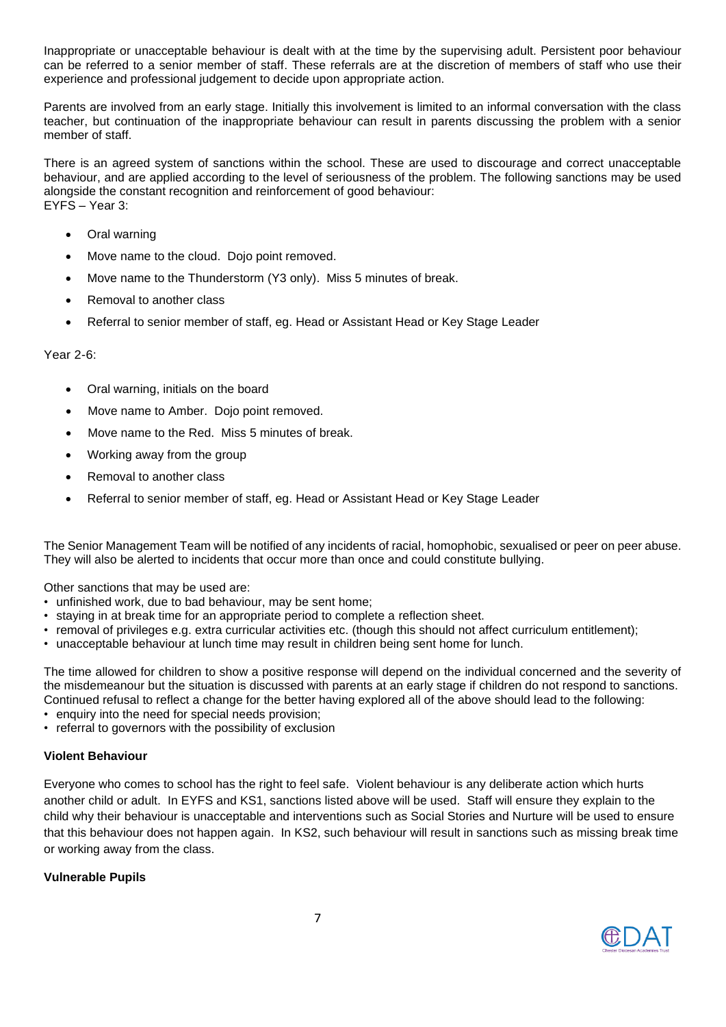Inappropriate or unacceptable behaviour is dealt with at the time by the supervising adult. Persistent poor behaviour can be referred to a senior member of staff. These referrals are at the discretion of members of staff who use their experience and professional judgement to decide upon appropriate action.

Parents are involved from an early stage. Initially this involvement is limited to an informal conversation with the class teacher, but continuation of the inappropriate behaviour can result in parents discussing the problem with a senior member of staff.

There is an agreed system of sanctions within the school. These are used to discourage and correct unacceptable behaviour, and are applied according to the level of seriousness of the problem. The following sanctions may be used alongside the constant recognition and reinforcement of good behaviour:
EYFS – Year 3:

- Oral warning
- Move name to the cloud. Dojo point removed.
- Move name to the Thunderstorm (Y3 only). Miss 5 minutes of break.
- Removal to another class
- Referral to senior member of staff, eg. Head or Assistant Head or Key Stage Leader

Year 2-6:

- Oral warning, initials on the board
- Move name to Amber. Dojo point removed.
- Move name to the Red. Miss 5 minutes of break.
- Working away from the group
- Removal to another class
- Referral to senior member of staff, eg. Head or Assistant Head or Key Stage Leader

The Senior Management Team will be notified of any incidents of racial, homophobic, sexualised or peer on peer abuse. They will also be alerted to incidents that occur more than once and could constitute bullying.

Other sanctions that may be used are:
- unfinished work, due to bad behaviour, may be sent home;
- staying in at break time for an appropriate period to complete a reflection sheet.
- removal of privileges e.g. extra curricular activities etc. (though this should not affect curriculum entitlement);
- unacceptable behaviour at lunch time may result in children being sent home for lunch.

The time allowed for children to show a positive response will depend on the individual concerned and the severity of the misdemeanour but the situation is discussed with parents at an early stage if children do not respond to sanctions. Continued refusal to reflect a change for the better having explored all of the above should lead to the following:
- enquiry into the need for special needs provision;
- referral to governors with the possibility of exclusion

**Violent Behaviour**

Everyone who comes to school has the right to feel safe. Violent behaviour is any deliberate action which hurts another child or adult. In EYFS and KS1, sanctions listed above will be used. Staff will ensure they explain to the child why their behaviour is unacceptable and interventions such as Social Stories and Nurture will be used to ensure that this behaviour does not happen again. In KS2, such behaviour will result in sanctions such as missing break time or working away from the class.

**Vulnerable Pupils**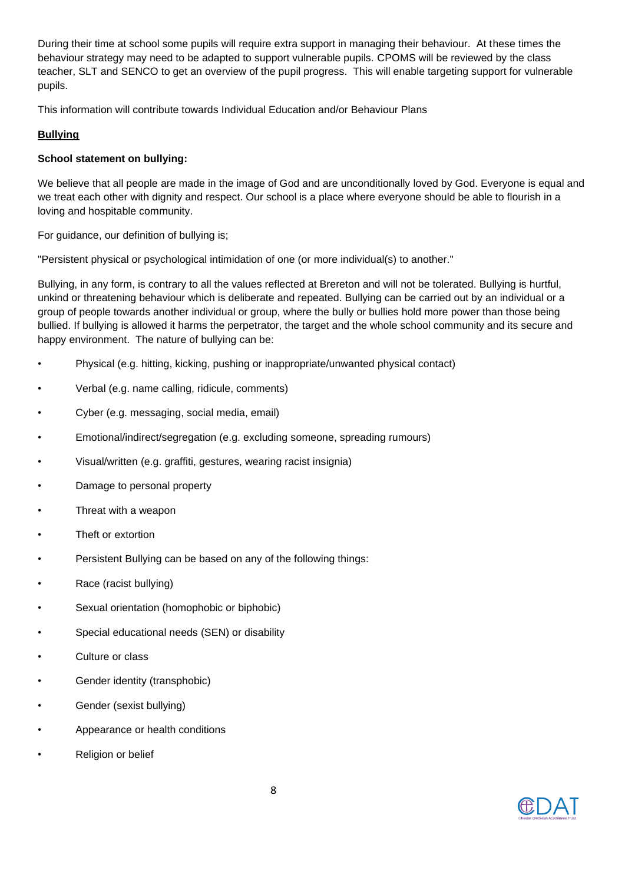During their time at school some pupils will require extra support in managing their behaviour. At these times the behaviour strategy may need to be adapted to support vulnerable pupils. CPOMS will be reviewed by the class teacher, SLT and SENCO to get an overview of the pupil progress. This will enable targeting support for vulnerable pupils.

This information will contribute towards Individual Education and/or Behaviour Plans

## Bullying

**School statement on bullying:**

We believe that all people are made in the image of God and are unconditionally loved by God. Everyone is equal and we treat each other with dignity and respect. Our school is a place where everyone should be able to flourish in a loving and hospitable community.

For guidance, our definition of bullying is;

"Persistent physical or psychological intimidation of one (or more individual(s) to another."

Bullying, in any form, is contrary to all the values reflected at Brereton and will not be tolerated. Bullying is hurtful, unkind or threatening behaviour which is deliberate and repeated. Bullying can be carried out by an individual or a group of people towards another individual or group, where the bully or bullies hold more power than those being bullied. If bullying is allowed it harms the perpetrator, the target and the whole school community and its secure and happy environment. The nature of bullying can be:

- Physical (e.g. hitting, kicking, pushing or inappropriate/unwanted physical contact)
- Verbal (e.g. name calling, ridicule, comments)
- Cyber (e.g. messaging, social media, email)
- Emotional/indirect/segregation (e.g. excluding someone, spreading rumours)
- Visual/written (e.g. graffiti, gestures, wearing racist insignia)
- Damage to personal property
- Threat with a weapon
- Theft or extortion
- Persistent Bullying can be based on any of the following things:
- Race (racist bullying)
- Sexual orientation (homophobic or biphobic)
- Special educational needs (SEN) or disability
- Culture or class
- Gender identity (transphobic)
- Gender (sexist bullying)
- Appearance or health conditions
- Religion or belief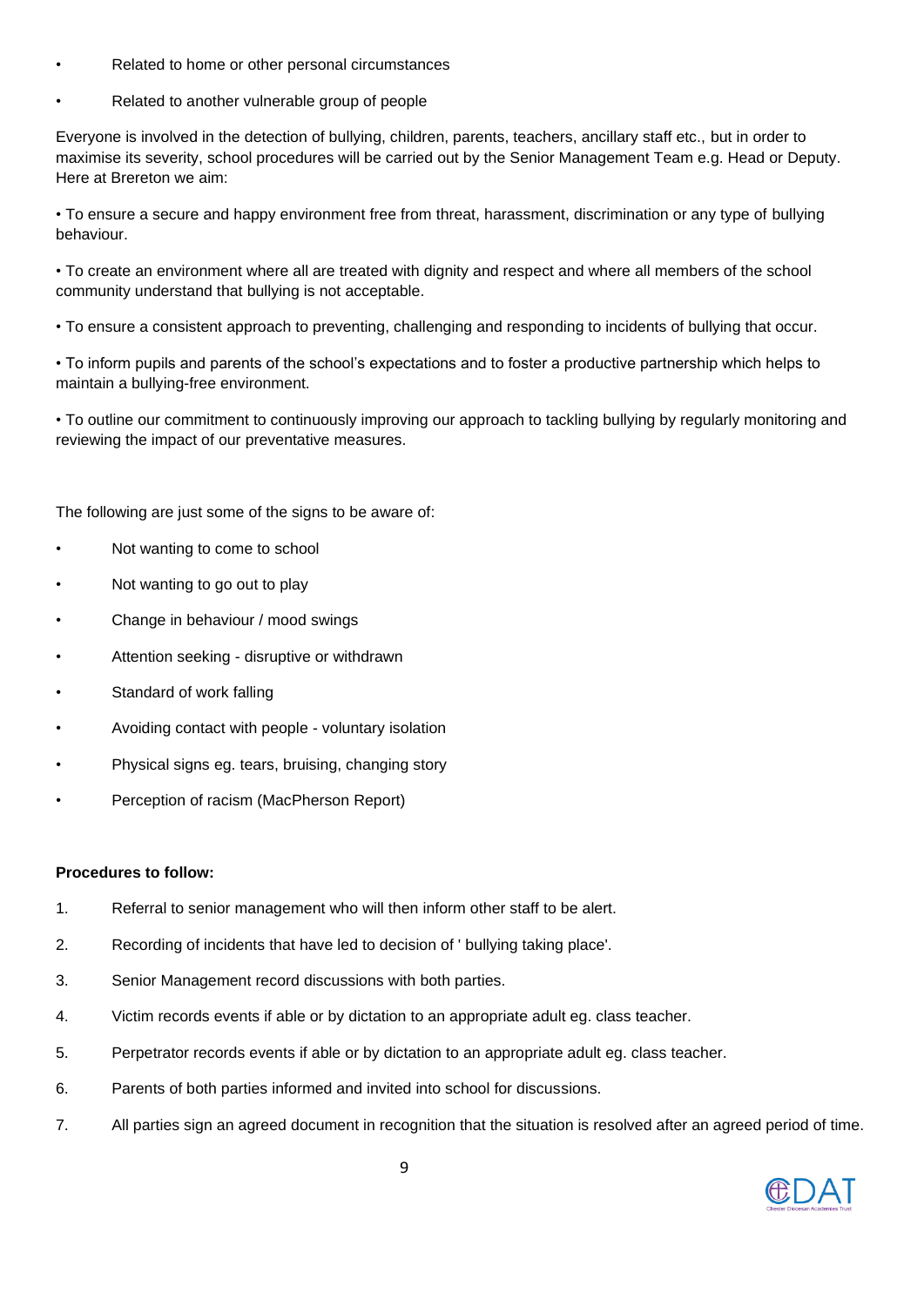- Related to home or other personal circumstances
- Related to another vulnerable group of people

Everyone is involved in the detection of bullying, children, parents, teachers, ancillary staff etc., but in order to maximise its severity, school procedures will be carried out by the Senior Management Team e.g. Head or Deputy. Here at Brereton we aim:

• To ensure a secure and happy environment free from threat, harassment, discrimination or any type of bullying behaviour.

• To create an environment where all are treated with dignity and respect and where all members of the school community understand that bullying is not acceptable.

• To ensure a consistent approach to preventing, challenging and responding to incidents of bullying that occur.

• To inform pupils and parents of the school's expectations and to foster a productive partnership which helps to maintain a bullying-free environment.

• To outline our commitment to continuously improving our approach to tackling bullying by regularly monitoring and reviewing the impact of our preventative measures.

The following are just some of the signs to be aware of:

- Not wanting to come to school
- Not wanting to go out to play
- Change in behaviour / mood swings
- Attention seeking - disruptive or withdrawn
- Standard of work falling
- Avoiding contact with people - voluntary isolation
- Physical signs eg. tears, bruising, changing story
- Perception of racism (MacPherson Report)

**Procedures to follow:**

1. Referral to senior management who will then inform other staff to be alert.
2. Recording of incidents that have led to decision of ' bullying taking place'.
3. Senior Management record discussions with both parties.
4. Victim records events if able or by dictation to an appropriate adult eg. class teacher.
5. Perpetrator records events if able or by dictation to an appropriate adult eg. class teacher.
6. Parents of both parties informed and invited into school for discussions.
7. All parties sign an agreed document in recognition that the situation is resolved after an agreed period of time.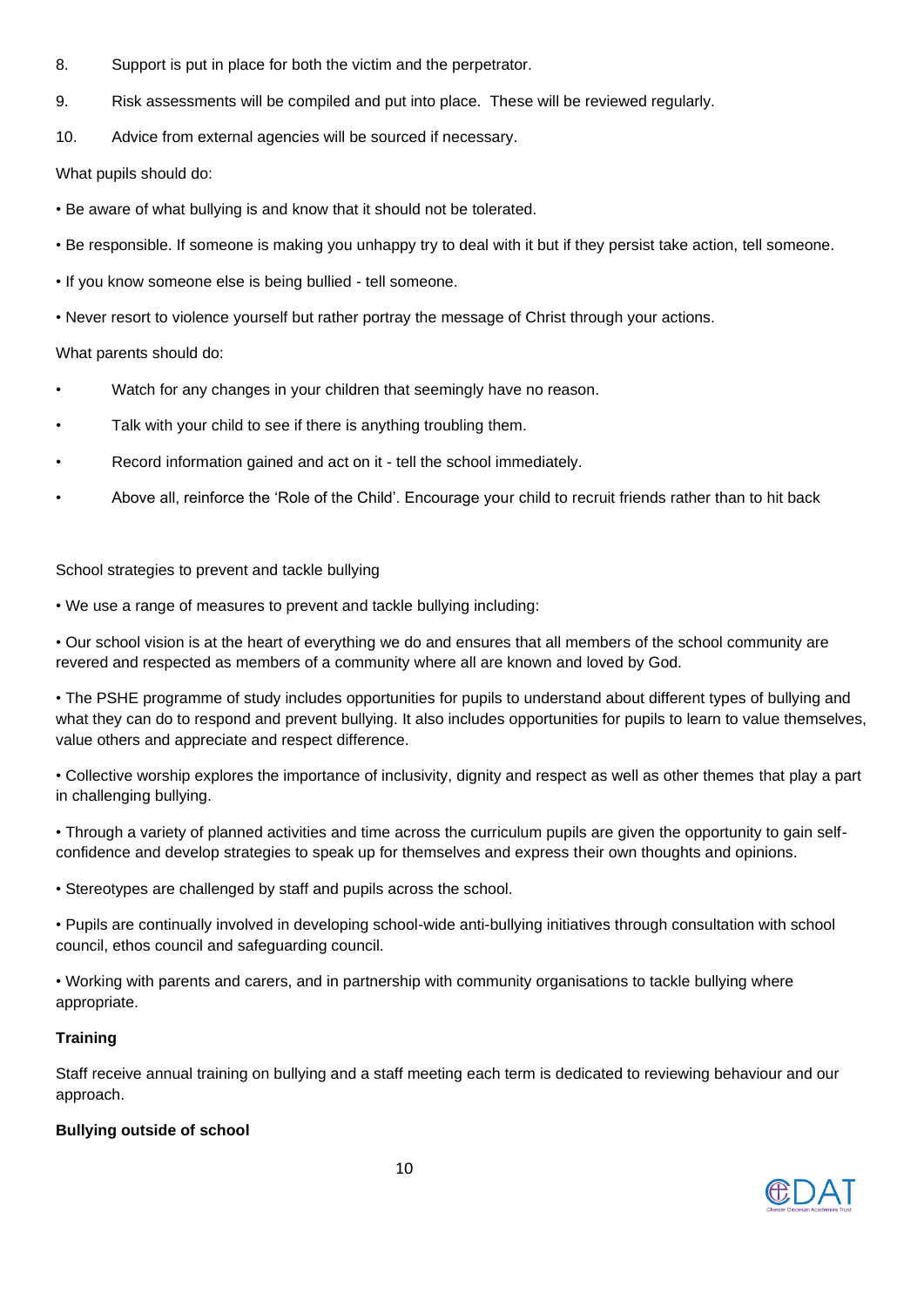8. Support is put in place for both the victim and the perpetrator.

9. Risk assessments will be compiled and put into place. These will be reviewed regularly.

10. Advice from external agencies will be sourced if necessary.

What pupils should do:

- Be aware of what bullying is and know that it should not be tolerated.
- Be responsible. If someone is making you unhappy try to deal with it but if they persist take action, tell someone.
- If you know someone else is being bullied - tell someone.
- Never resort to violence yourself but rather portray the message of Christ through your actions.

What parents should do:

- Watch for any changes in your children that seemingly have no reason.
- Talk with your child to see if there is anything troubling them.
- Record information gained and act on it - tell the school immediately.
- Above all, reinforce the 'Role of the Child'. Encourage your child to recruit friends rather than to hit back

School strategies to prevent and tackle bullying

- We use a range of measures to prevent and tackle bullying including:
- Our school vision is at the heart of everything we do and ensures that all members of the school community are revered and respected as members of a community where all are known and loved by God.
- The PSHE programme of study includes opportunities for pupils to understand about different types of bullying and what they can do to respond and prevent bullying. It also includes opportunities for pupils to learn to value themselves, value others and appreciate and respect difference.
- Collective worship explores the importance of inclusivity, dignity and respect as well as other themes that play a part in challenging bullying.
- Through a variety of planned activities and time across the curriculum pupils are given the opportunity to gain self-confidence and develop strategies to speak up for themselves and express their own thoughts and opinions.
- Stereotypes are challenged by staff and pupils across the school.
- Pupils are continually involved in developing school-wide anti-bullying initiatives through consultation with school council, ethos council and safeguarding council.
- Working with parents and carers, and in partnership with community organisations to tackle bullying where appropriate.

**Training**

Staff receive annual training on bullying and a staff meeting each term is dedicated to reviewing behaviour and our approach.

**Bullying outside of school**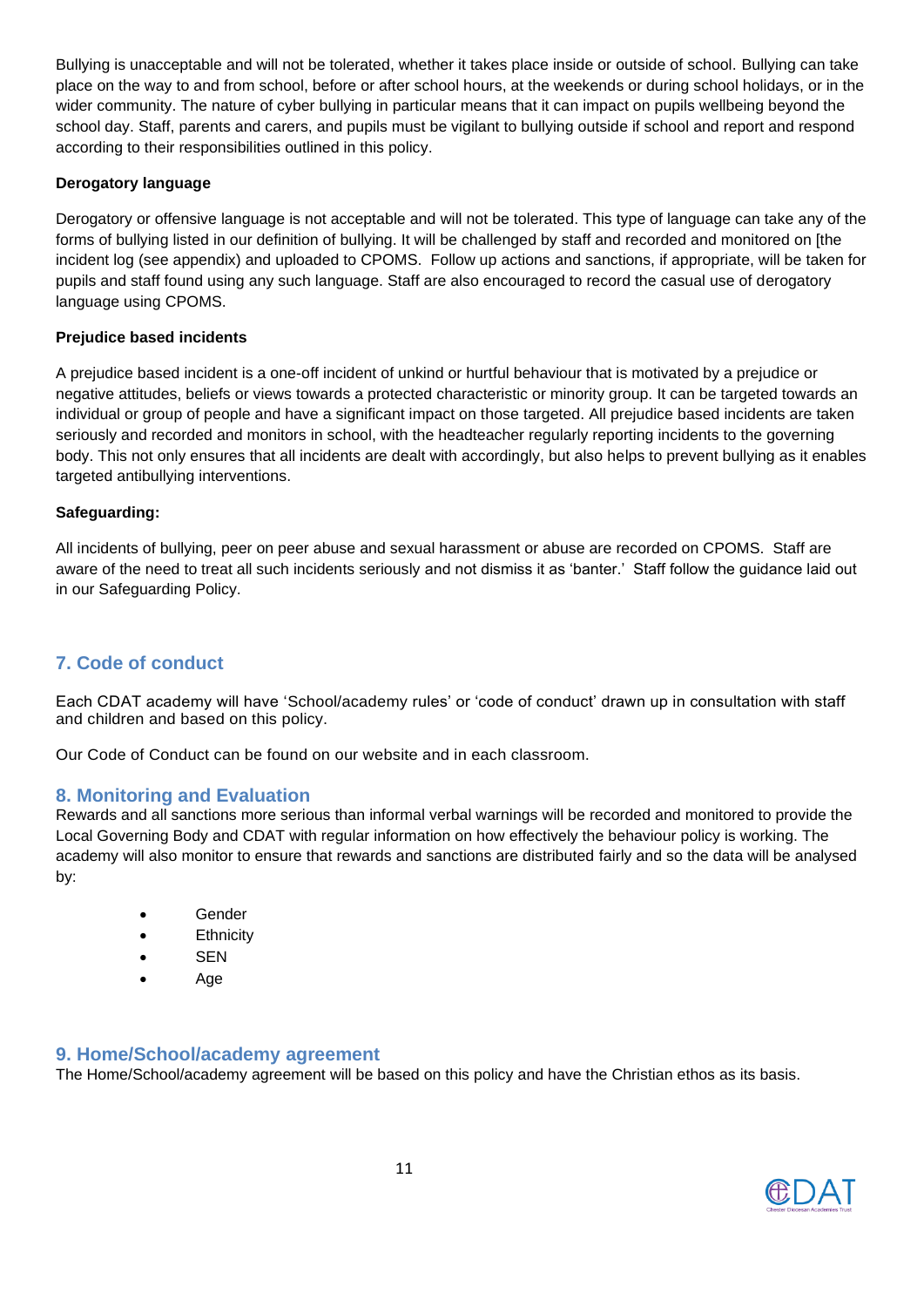Bullying is unacceptable and will not be tolerated, whether it takes place inside or outside of school. Bullying can take place on the way to and from school, before or after school hours, at the weekends or during school holidays, or in the wider community. The nature of cyber bullying in particular means that it can impact on pupils wellbeing beyond the school day. Staff, parents and carers, and pupils must be vigilant to bullying outside if school and report and respond according to their responsibilities outlined in this policy.

**Derogatory language**

Derogatory or offensive language is not acceptable and will not be tolerated. This type of language can take any of the forms of bullying listed in our definition of bullying. It will be challenged by staff and recorded and monitored on [the incident log (see appendix) and uploaded to CPOMS. Follow up actions and sanctions, if appropriate, will be taken for pupils and staff found using any such language. Staff are also encouraged to record the casual use of derogatory language using CPOMS.

**Prejudice based incidents**

A prejudice based incident is a one-off incident of unkind or hurtful behaviour that is motivated by a prejudice or negative attitudes, beliefs or views towards a protected characteristic or minority group. It can be targeted towards an individual or group of people and have a significant impact on those targeted. All prejudice based incidents are taken seriously and recorded and monitors in school, with the headteacher regularly reporting incidents to the governing body. This not only ensures that all incidents are dealt with accordingly, but also helps to prevent bullying as it enables targeted antibullying interventions.

**Safeguarding:**

All incidents of bullying, peer on peer abuse and sexual harassment or abuse are recorded on CPOMS. Staff are aware of the need to treat all such incidents seriously and not dismiss it as 'banter.' Staff follow the guidance laid out in our Safeguarding Policy.

## 7. Code of conduct

Each CDAT academy will have 'School/academy rules' or 'code of conduct' drawn up in consultation with staff and children and based on this policy.

Our Code of Conduct can be found on our website and in each classroom.

## 8. Monitoring and Evaluation

Rewards and all sanctions more serious than informal verbal warnings will be recorded and monitored to provide the Local Governing Body and CDAT with regular information on how effectively the behaviour policy is working. The academy will also monitor to ensure that rewards and sanctions are distributed fairly and so the data will be analysed by:

- Gender
- Ethnicity
- SEN
- Age

## 9. Home/School/academy agreement

The Home/School/academy agreement will be based on this policy and have the Christian ethos as its basis.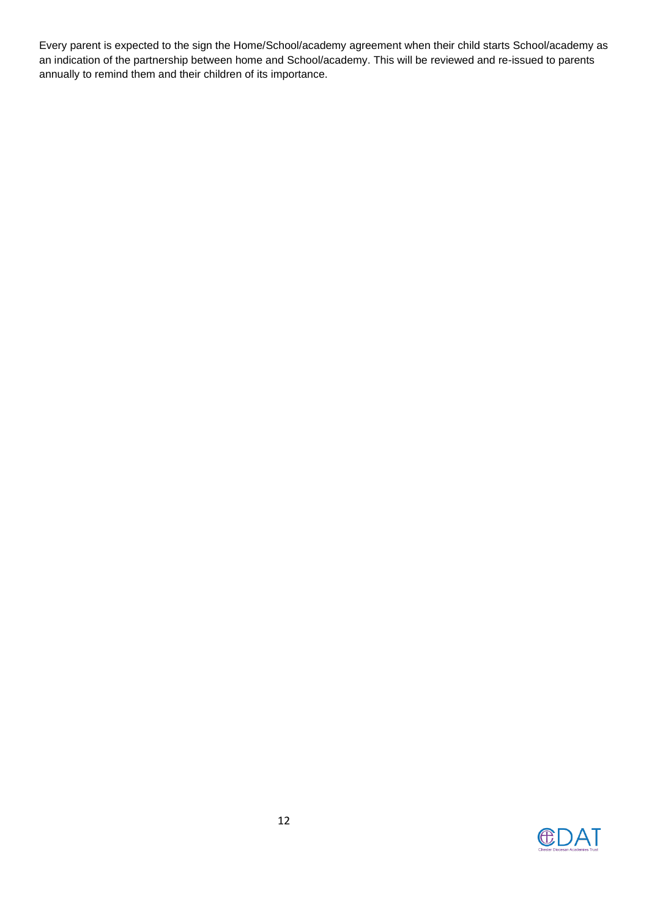Every parent is expected to the sign the Home/School/academy agreement when their child starts School/academy as an indication of the partnership between home and School/academy. This will be reviewed and re-issued to parents annually to remind them and their children of its importance.